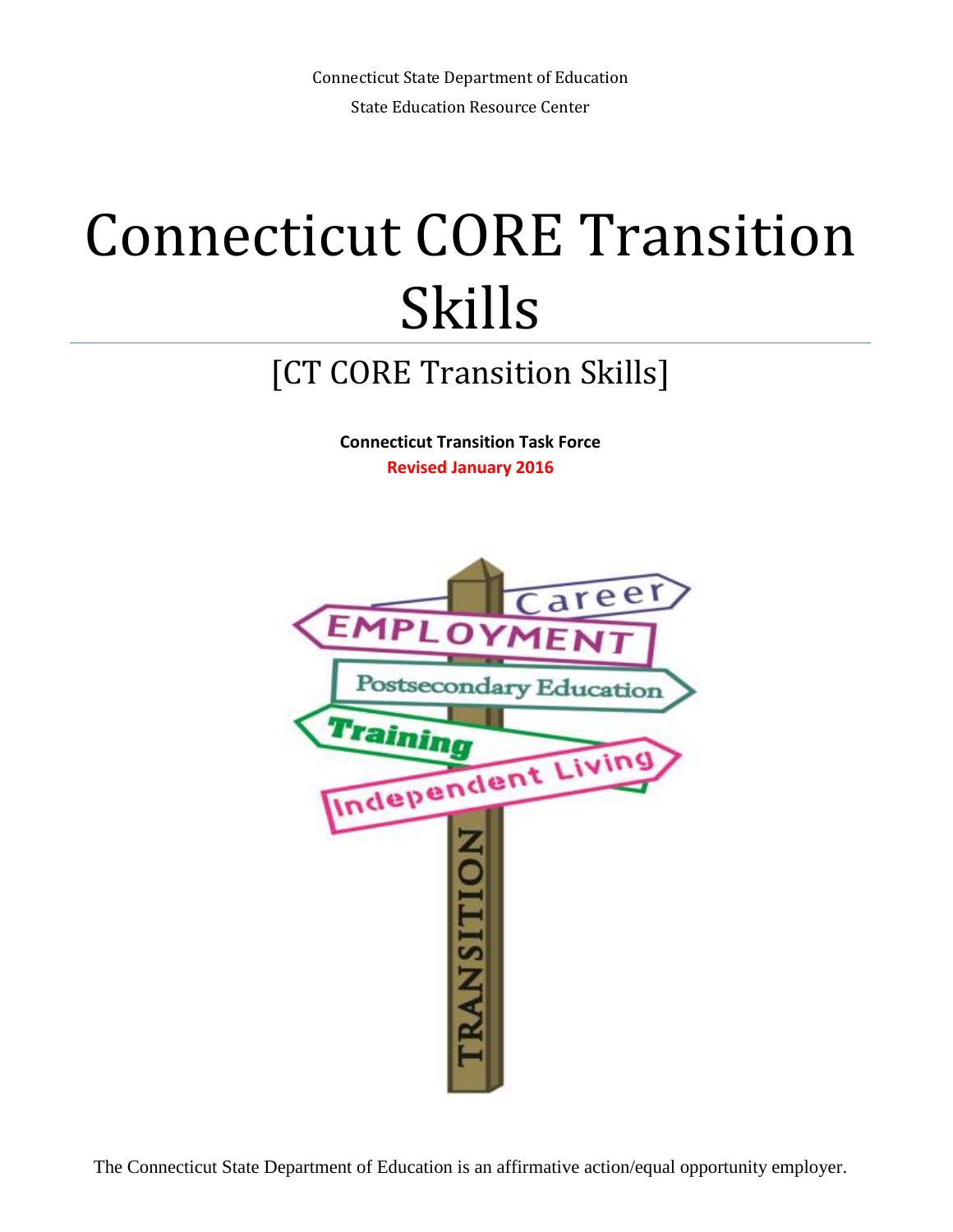Connecticut State Department of Education

State Education Resource Center

# Connecticut CORE Transition Skills

## [CT CORE Transition Skills]

**Connecticut Transition Task Force**

**Revised January 2016**

The Connecticut State Department of Education is an affirmative action/equal opportunity employer.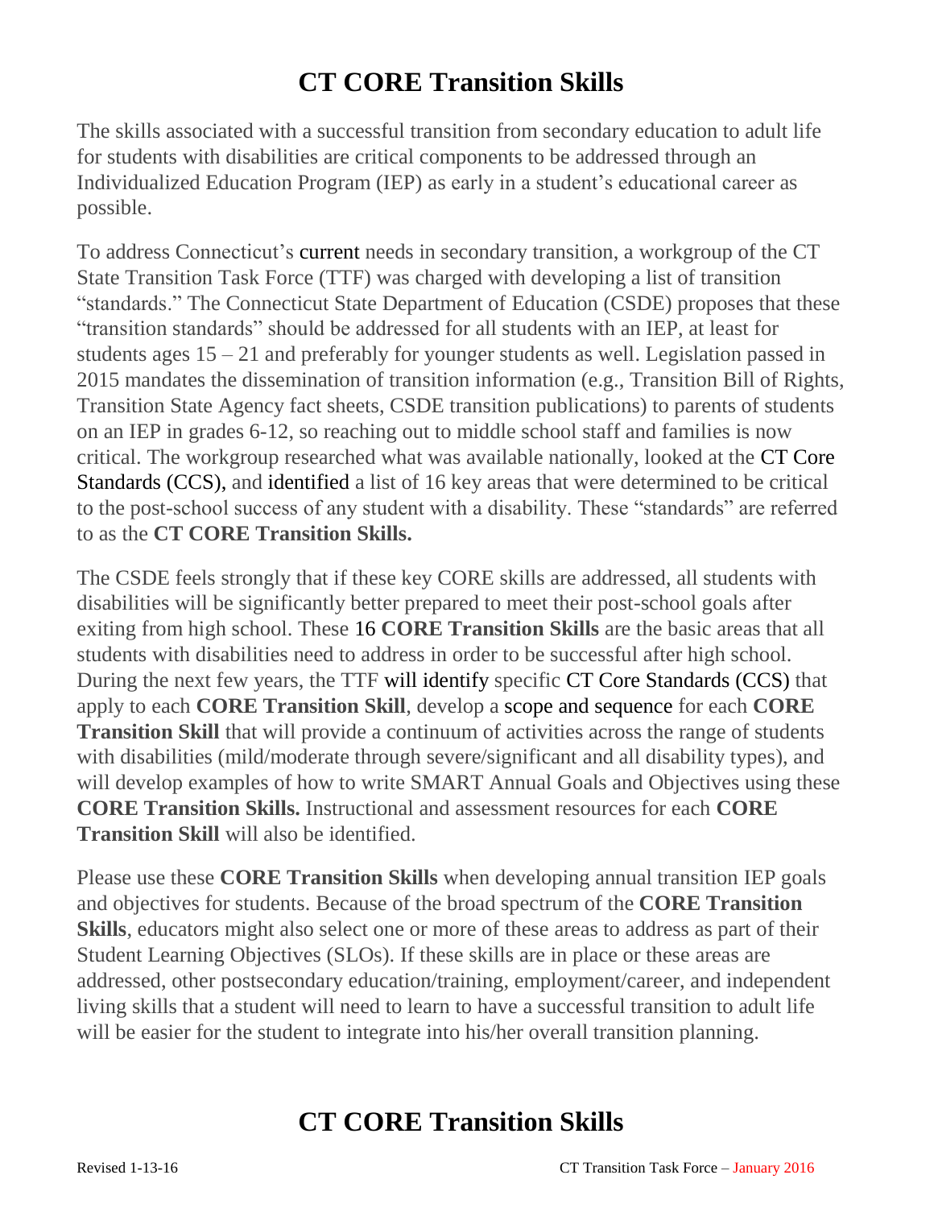# CT CORE Transition Skills

The skills associated with a successful transition from secondary education to adult life for students with disabilities are critical components to be addressed through an Individualized Education Program (IEP) as early in a student's educational career as possible.

To address Connecticut's current needs in secondary transition, a workgroup of the CT State Transition Task Force (TTF) was charged with developing a list of transition "standards." The Connecticut State Department of Education (CSDE) proposes that these "transition standards" should be addressed for all students with an IEP, at least for students ages 15 – 21 and preferably for younger students as well. Legislation passed in 2015 mandates the dissemination of transition information (e.g., Transition Bill of Rights, Transition State Agency fact sheets, CSDE transition publications) to parents of students on an IEP in grades 6-12, so reaching out to middle school staff and families is now critical. The workgroup researched what was available nationally, looked at the CT Core Standards (CCS), and identified a list of 16 key areas that were determined to be critical to the post-school success of any student with a disability. These "standards" are referred to as the **CT CORE Transition Skills.**

The CSDE feels strongly that if these key CORE skills are addressed, all students with disabilities will be significantly better prepared to meet their post-school goals after exiting from high school. These 16 **CORE Transition Skills** are the basic areas that all students with disabilities need to address in order to be successful after high school. During the next few years, the TTF will identify specific CT Core Standards (CCS) that apply to each **CORE Transition Skill**, develop a scope and sequence for each **CORE Transition Skill** that will provide a continuum of activities across the range of students with disabilities (mild/moderate through severe/significant and all disability types), and will develop examples of how to write SMART Annual Goals and Objectives using these **CORE Transition Skills.** Instructional and assessment resources for each **CORE Transition Skill** will also be identified.

Please use these **CORE Transition Skills** when developing annual transition IEP goals and objectives for students. Because of the broad spectrum of the **CORE Transition Skills**, educators might also select one or more of these areas to address as part of their Student Learning Objectives (SLOs). If these skills are in place or these areas are addressed, other postsecondary education/training, employment/career, and independent living skills that a student will need to learn to have a successful transition to adult life will be easier for the student to integrate into his/her overall transition planning.

# CT CORE Transition Skills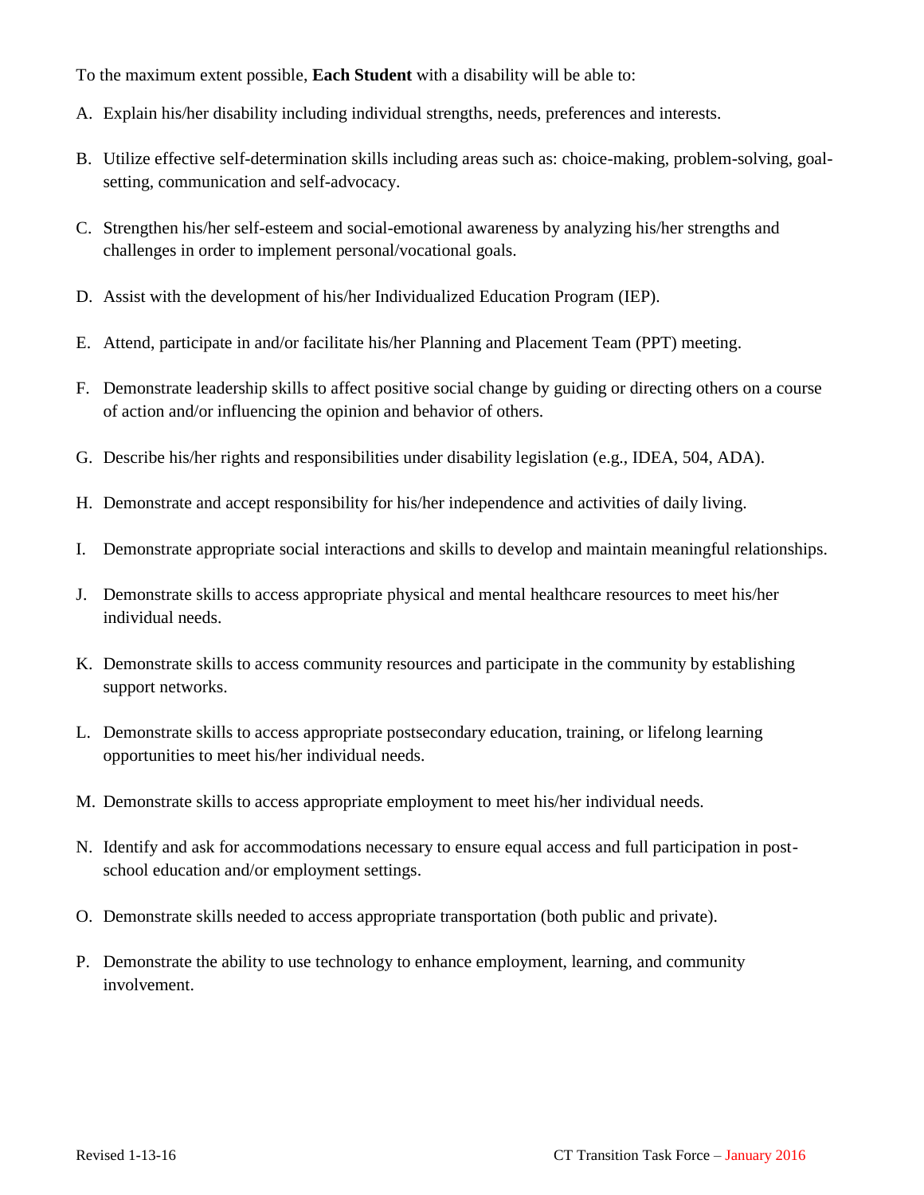To the maximum extent possible, **Each Student** with a disability will be able to:

A. Explain his/her disability including individual strengths, needs, preferences and interests.

B. Utilize effective self-determination skills including areas such as: choice-making, problem-solving, goal-setting, communication and self-advocacy.

C. Strengthen his/her self-esteem and social-emotional awareness by analyzing his/her strengths and challenges in order to implement personal/vocational goals.

D. Assist with the development of his/her Individualized Education Program (IEP).

E. Attend, participate in and/or facilitate his/her Planning and Placement Team (PPT) meeting.

F. Demonstrate leadership skills to affect positive social change by guiding or directing others on a course of action and/or influencing the opinion and behavior of others.

G. Describe his/her rights and responsibilities under disability legislation (e.g., IDEA, 504, ADA).

H. Demonstrate and accept responsibility for his/her independence and activities of daily living.

I. Demonstrate appropriate social interactions and skills to develop and maintain meaningful relationships.

J. Demonstrate skills to access appropriate physical and mental healthcare resources to meet his/her individual needs.

K. Demonstrate skills to access community resources and participate in the community by establishing support networks.

L. Demonstrate skills to access appropriate postsecondary education, training, or lifelong learning opportunities to meet his/her individual needs.

M. Demonstrate skills to access appropriate employment to meet his/her individual needs.

N. Identify and ask for accommodations necessary to ensure equal access and full participation in post-school education and/or employment settings.

O. Demonstrate skills needed to access appropriate transportation (both public and private).

P. Demonstrate the ability to use technology to enhance employment, learning, and community involvement.

Revised 1-13-16 CT Transition Task Force – January 2016